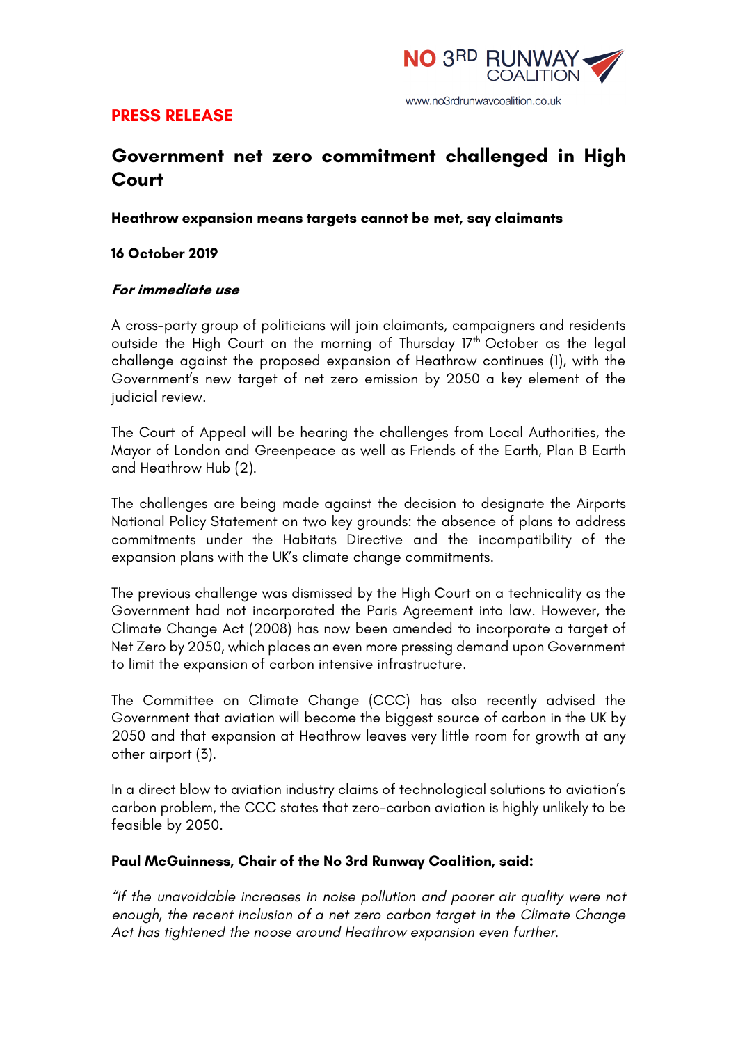NO 3RD RUNWAY COALITION

www.no3rdrunwaycoalition.co.uk

**PRESS RELEASE**

# Government net zero commitment challenged in High Court

**Heathrow expansion means targets cannot be met, say claimants**

**16 October 2019**

***For immediate use***

A cross-party group of politicians will join claimants, campaigners and residents outside the High Court on the morning of Thursday 17th October as the legal challenge against the proposed expansion of Heathrow continues (1), with the Government's new target of net zero emission by 2050 a key element of the judicial review.

The Court of Appeal will be hearing the challenges from Local Authorities, the Mayor of London and Greenpeace as well as Friends of the Earth, Plan B Earth and Heathrow Hub (2).

The challenges are being made against the decision to designate the Airports National Policy Statement on two key grounds: the absence of plans to address commitments under the Habitats Directive and the incompatibility of the expansion plans with the UK's climate change commitments.

The previous challenge was dismissed by the High Court on a technicality as the Government had not incorporated the Paris Agreement into law. However, the Climate Change Act (2008) has now been amended to incorporate a target of Net Zero by 2050, which places an even more pressing demand upon Government to limit the expansion of carbon intensive infrastructure.

The Committee on Climate Change (CCC) has also recently advised the Government that aviation will become the biggest source of carbon in the UK by 2050 and that expansion at Heathrow leaves very little room for growth at any other airport (3).

In a direct blow to aviation industry claims of technological solutions to aviation's carbon problem, the CCC states that zero-carbon aviation is highly unlikely to be feasible by 2050.

**Paul McGuinness, Chair of the No 3rd Runway Coalition, said:**

*"If the unavoidable increases in noise pollution and poorer air quality were not enough, the recent inclusion of a net zero carbon target in the Climate Change Act has tightened the noose around Heathrow expansion even further.*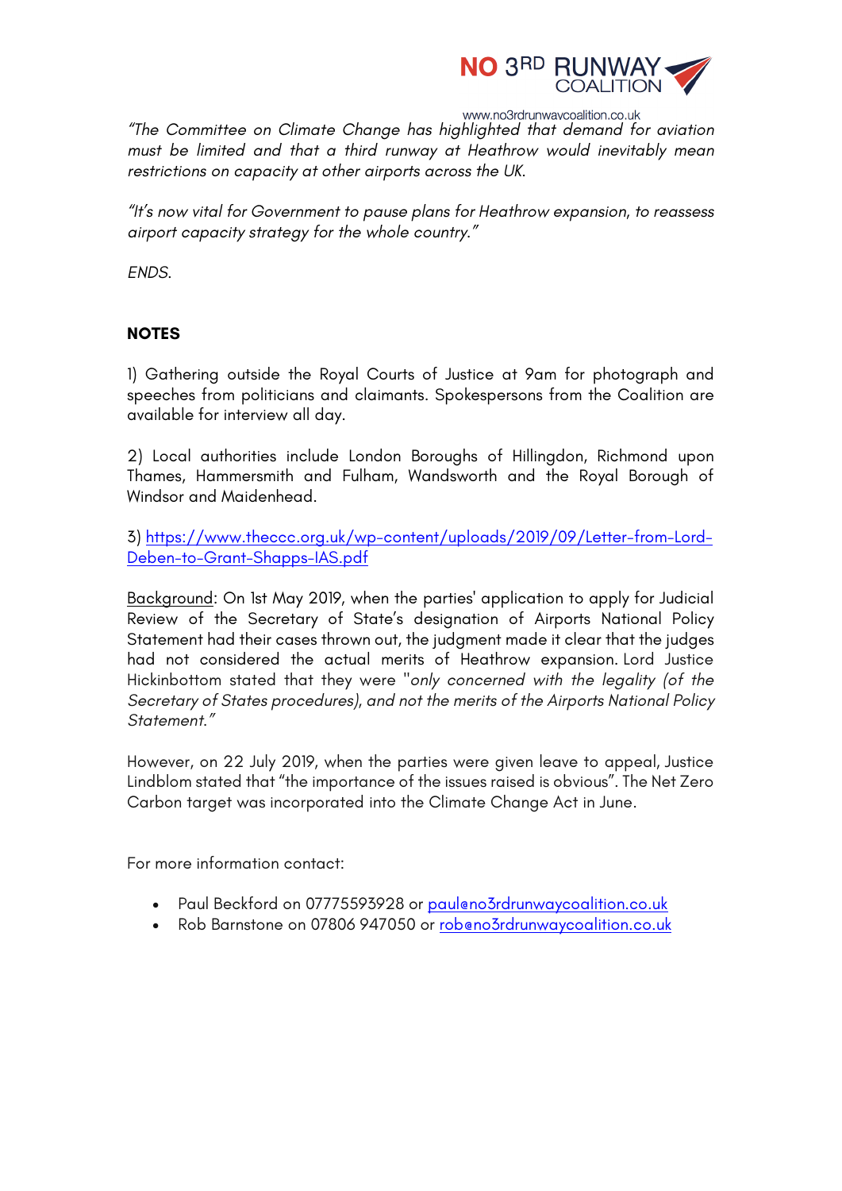*"The Committee on Climate Change has highlighted that demand for aviation must be limited and that a third runway at Heathrow would inevitably mean restrictions on capacity at other airports across the UK.*

*"It's now vital for Government to pause plans for Heathrow expansion, to reassess airport capacity strategy for the whole country."*

*ENDS.*

**NOTES**

1) Gathering outside the Royal Courts of Justice at 9am for photograph and speeches from politicians and claimants. Spokespersons from the Coalition are available for interview all day.

2) Local authorities include London Boroughs of Hillingdon, Richmond upon Thames, Hammersmith and Fulham, Wandsworth and the Royal Borough of Windsor and Maidenhead.

3) [https://www.theccc.org.uk/wp-content/uploads/2019/09/Letter-from-Lord-Deben-to-Grant-Shapps-IAS.pdf](https://www.theccc.org.uk/wp-content/uploads/2019/09/Letter-from-Lord-Deben-to-Grant-Shapps-IAS.pdf)

Background: On 1st May 2019, when the parties' application to apply for Judicial Review of the Secretary of State's designation of Airports National Policy Statement had their cases thrown out, the judgment made it clear that the judges had not considered the actual merits of Heathrow expansion. Lord Justice Hickinbottom stated that they were "*only concerned with the legality (of the Secretary of States procedures), and not the merits of the Airports National Policy Statement."*

However, on 22 July 2019, when the parties were given leave to appeal, Justice Lindblom stated that "the importance of the issues raised is obvious". The Net Zero Carbon target was incorporated into the Climate Change Act in June.

For more information contact:

- Paul Beckford on 07775593928 or [paul@no3rdrunwaycoalition.co.uk](mailto:paul@no3rdrunwaycoalition.co.uk)
- Rob Barnstone on 07806 947050 or [rob@no3rdrunwaycoalition.co.uk](mailto:rob@no3rdrunwaycoalition.co.uk)